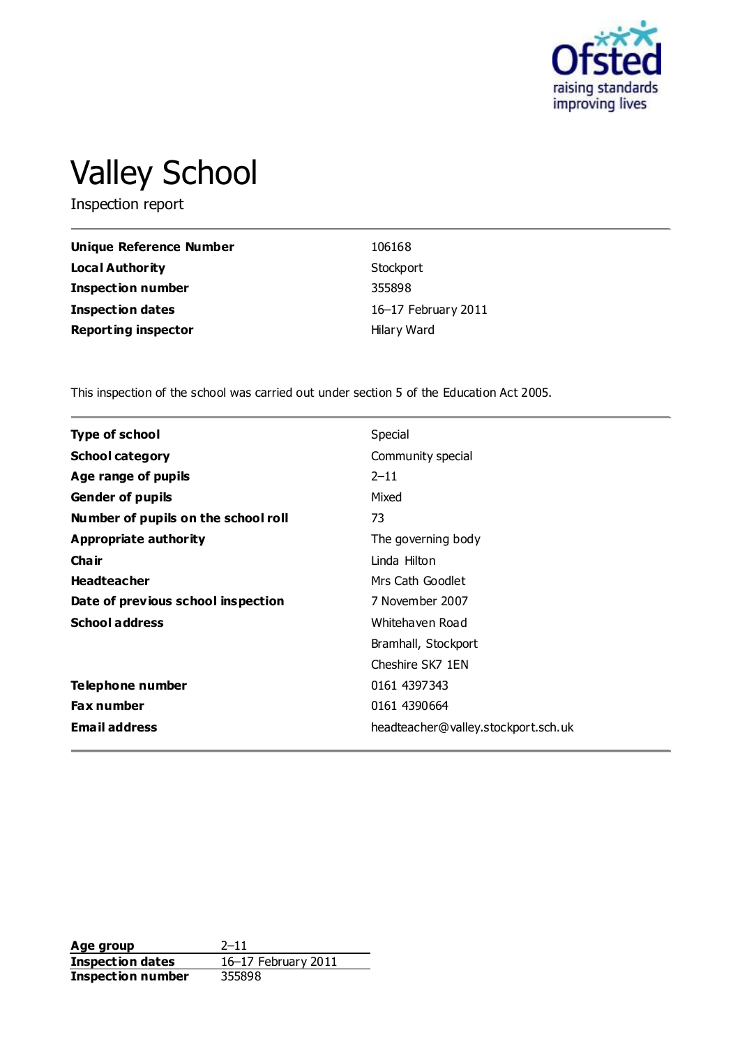# Valley School

Inspection report

| | |
|---|---|
| **Unique Reference Number** | 106168 |
| **Local Authority** | Stockport |
| **Inspection number** | 355898 |
| **Inspection dates** | 16–17 February 2011 |
| **Reporting inspector** | Hilary Ward |

This inspection of the school was carried out under section 5 of the Education Act 2005.

| | |
|---|---|
| **Type of school** | Special |
| **School category** | Community special |
| **Age range of pupils** | 2–11 |
| **Gender of pupils** | Mixed |
| **Number of pupils on the school roll** | 73 |
| **Appropriate authority** | The governing body |
| **Chair** | Linda Hilton |
| **Headteacher** | Mrs Cath Goodlet |
| **Date of previous school inspection** | 7 November 2007 |
| **School address** | Whitehaven Road<br>Bramhall, Stockport<br>Cheshire SK7 1EN |
| **Telephone number** | 0161 4397343 |
| **Fax number** | 0161 4390664 |
| **Email address** | headteacher@valley.stockport.sch.uk |

| | |
|---|---|
| **Age group** | 2–11 |
| **Inspection dates** | 16–17 February 2011 |
| **Inspection number** | 355898 |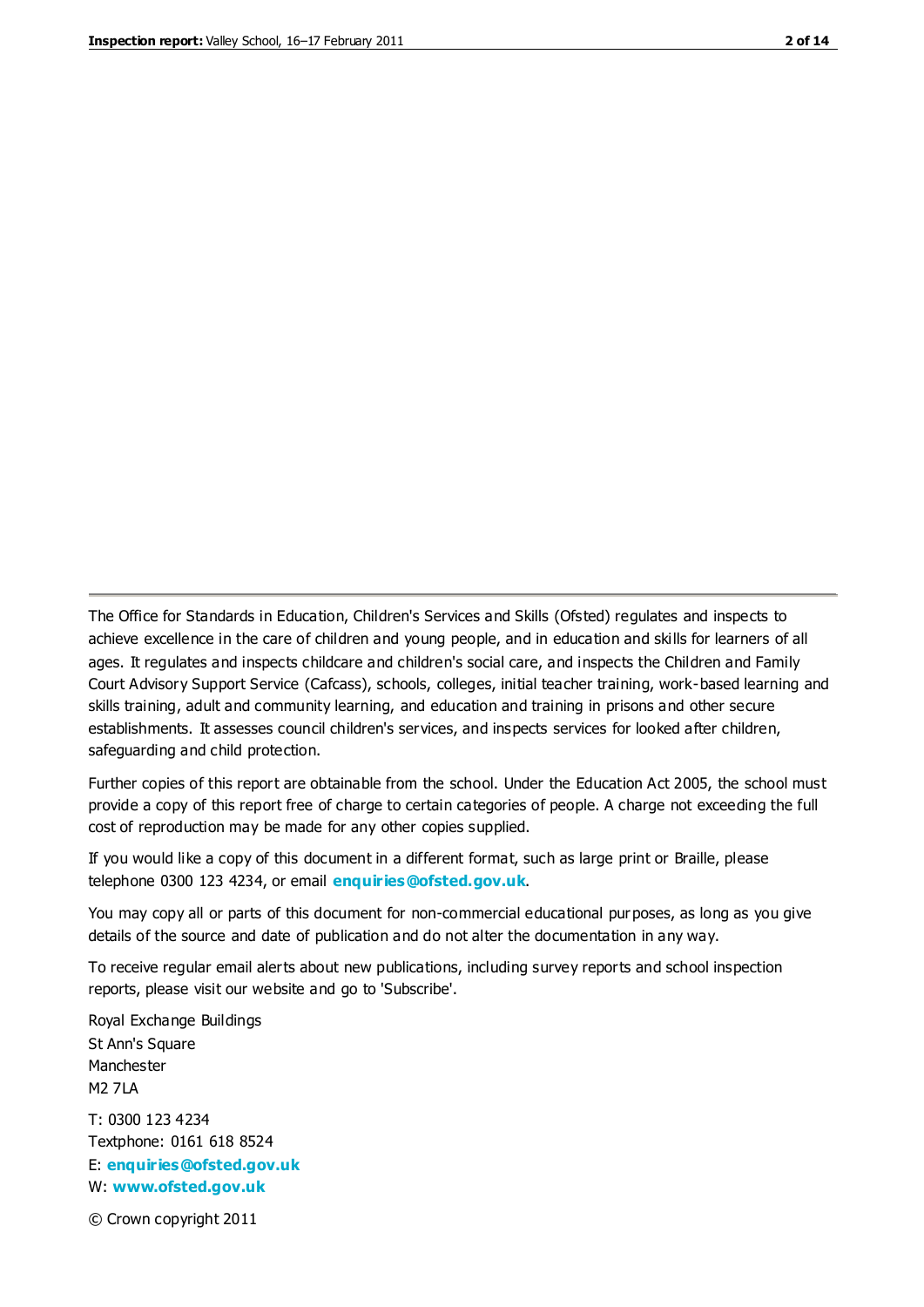The Office for Standards in Education, Children's Services and Skills (Ofsted) regulates and inspects to achieve excellence in the care of children and young people, and in education and skills for learners of all ages. It regulates and inspects childcare and children's social care, and inspects the Children and Family Court Advisory Support Service (Cafcass), schools, colleges, initial teacher training, work-based learning and skills training, adult and community learning, and education and training in prisons and other secure establishments. It assesses council children's services, and inspects services for looked after children, safeguarding and child protection.

Further copies of this report are obtainable from the school. Under the Education Act 2005, the school must provide a copy of this report free of charge to certain categories of people. A charge not exceeding the full cost of reproduction may be made for any other copies supplied.

If you would like a copy of this document in a different format, such as large print or Braille, please telephone 0300 123 4234, or email **enquiries@ofsted.gov.uk**.

You may copy all or parts of this document for non-commercial educational purposes, as long as you give details of the source and date of publication and do not alter the documentation in any way.

To receive regular email alerts about new publications, including survey reports and school inspection reports, please visit our website and go to 'Subscribe'.

Royal Exchange Buildings
St Ann's Square
Manchester
M2 7LA

T: 0300 123 4234
Textphone: 0161 618 8524
E: **enquiries@ofsted.gov.uk**
W: **www.ofsted.gov.uk**

© Crown copyright 2011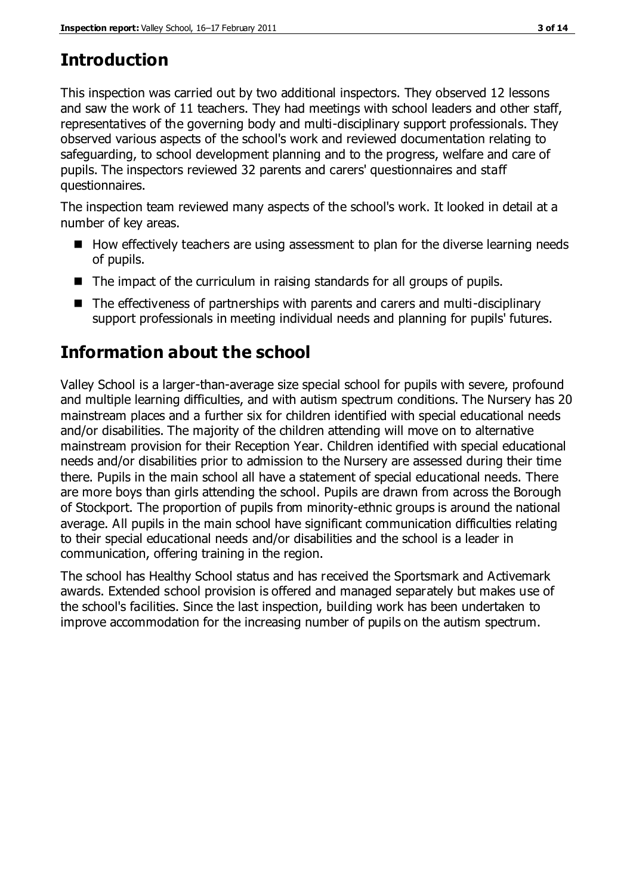## Introduction

This inspection was carried out by two additional inspectors. They observed 12 lessons and saw the work of 11 teachers. They had meetings with school leaders and other staff, representatives of the governing body and multi-disciplinary support professionals. They observed various aspects of the school's work and reviewed documentation relating to safeguarding, to school development planning and to the progress, welfare and care of pupils. The inspectors reviewed 32 parents and carers' questionnaires and staff questionnaires.

The inspection team reviewed many aspects of the school's work. It looked in detail at a number of key areas.

- How effectively teachers are using assessment to plan for the diverse learning needs of pupils.
- The impact of the curriculum in raising standards for all groups of pupils.
- The effectiveness of partnerships with parents and carers and multi-disciplinary support professionals in meeting individual needs and planning for pupils' futures.

## Information about the school

Valley School is a larger-than-average size special school for pupils with severe, profound and multiple learning difficulties, and with autism spectrum conditions. The Nursery has 20 mainstream places and a further six for children identified with special educational needs and/or disabilities. The majority of the children attending will move on to alternative mainstream provision for their Reception Year. Children identified with special educational needs and/or disabilities prior to admission to the Nursery are assessed during their time there. Pupils in the main school all have a statement of special educational needs. There are more boys than girls attending the school. Pupils are drawn from across the Borough of Stockport. The proportion of pupils from minority-ethnic groups is around the national average. All pupils in the main school have significant communication difficulties relating to their special educational needs and/or disabilities and the school is a leader in communication, offering training in the region.

The school has Healthy School status and has received the Sportsmark and Activemark awards. Extended school provision is offered and managed separately but makes use of the school's facilities. Since the last inspection, building work has been undertaken to improve accommodation for the increasing number of pupils on the autism spectrum.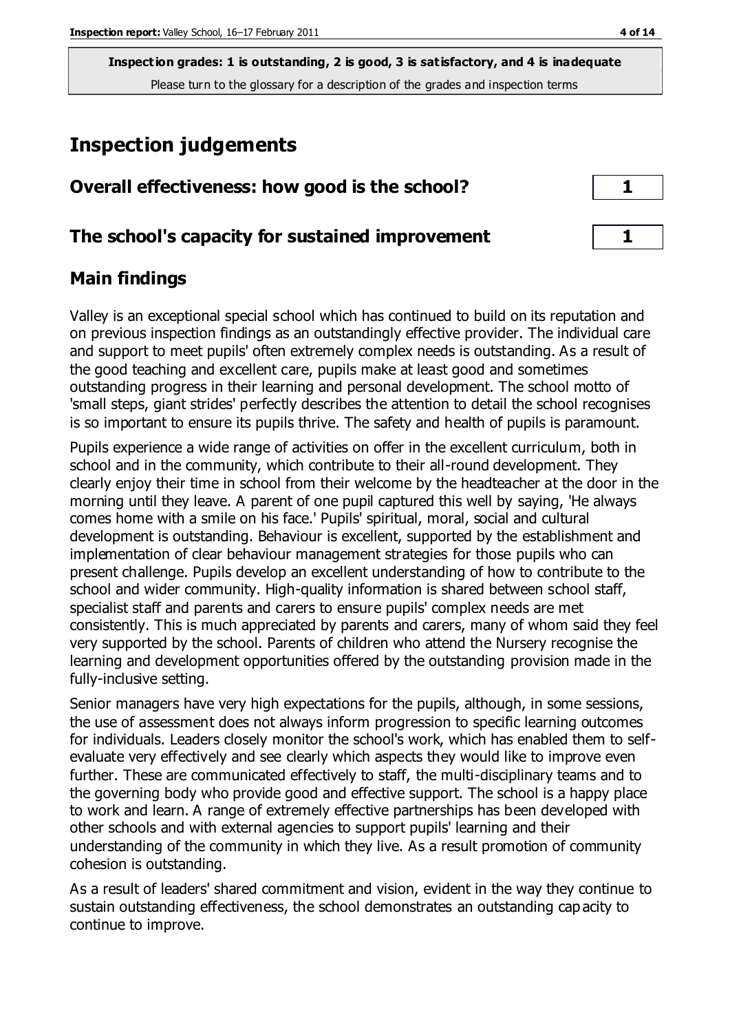**Inspection grades: 1 is outstanding, 2 is good, 3 is satisfactory, and 4 is inadequate**
Please turn to the glossary for a description of the grades and inspection terms

# Inspection judgements

| Overall effectiveness: how good is the school? | 1 |
|---|---|
| **The school's capacity for sustained improvement** | **1** |

## Main findings

Valley is an exceptional special school which has continued to build on its reputation and on previous inspection findings as an outstandingly effective provider. The individual care and support to meet pupils' often extremely complex needs is outstanding. As a result of the good teaching and excellent care, pupils make at least good and sometimes outstanding progress in their learning and personal development. The school motto of 'small steps, giant strides' perfectly describes the attention to detail the school recognises is so important to ensure its pupils thrive. The safety and health of pupils is paramount.

Pupils experience a wide range of activities on offer in the excellent curriculum, both in school and in the community, which contribute to their all-round development. They clearly enjoy their time in school from their welcome by the headteacher at the door in the morning until they leave. A parent of one pupil captured this well by saying, 'He always comes home with a smile on his face.' Pupils' spiritual, moral, social and cultural development is outstanding. Behaviour is excellent, supported by the establishment and implementation of clear behaviour management strategies for those pupils who can present challenge. Pupils develop an excellent understanding of how to contribute to the school and wider community. High-quality information is shared between school staff, specialist staff and parents and carers to ensure pupils' complex needs are met consistently. This is much appreciated by parents and carers, many of whom said they feel very supported by the school. Parents of children who attend the Nursery recognise the learning and development opportunities offered by the outstanding provision made in the fully-inclusive setting.

Senior managers have very high expectations for the pupils, although, in some sessions, the use of assessment does not always inform progression to specific learning outcomes for individuals. Leaders closely monitor the school's work, which has enabled them to self-evaluate very effectively and see clearly which aspects they would like to improve even further. These are communicated effectively to staff, the multi-disciplinary teams and to the governing body who provide good and effective support. The school is a happy place to work and learn. A range of extremely effective partnerships has been developed with other schools and with external agencies to support pupils' learning and their understanding of the community in which they live. As a result promotion of community cohesion is outstanding.

As a result of leaders' shared commitment and vision, evident in the way they continue to sustain outstanding effectiveness, the school demonstrates an outstanding capacity to continue to improve.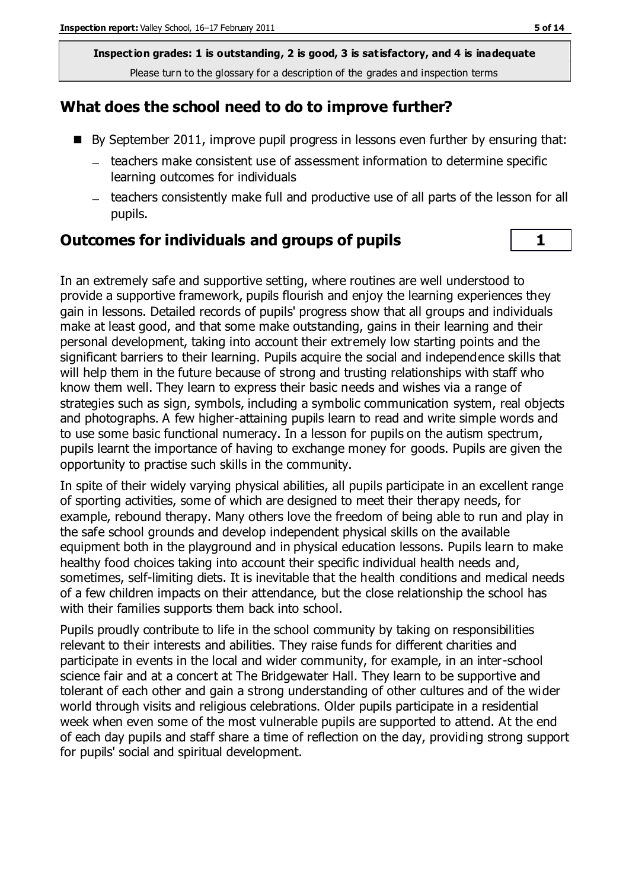**Inspection grades: 1 is outstanding, 2 is good, 3 is satisfactory, and 4 is inadequate**
Please turn to the glossary for a description of the grades and inspection terms

## What does the school need to do to improve further?

- By September 2011, improve pupil progress in lessons even further by ensuring that:
  - teachers make consistent use of assessment information to determine specific learning outcomes for individuals
  - teachers consistently make full and productive use of all parts of the lesson for all pupils.

## Outcomes for individuals and groups of pupils — 1

In an extremely safe and supportive setting, where routines are well understood to provide a supportive framework, pupils flourish and enjoy the learning experiences they gain in lessons. Detailed records of pupils' progress show that all groups and individuals make at least good, and that some make outstanding, gains in their learning and their personal development, taking into account their extremely low starting points and the significant barriers to their learning. Pupils acquire the social and independence skills that will help them in the future because of strong and trusting relationships with staff who know them well. They learn to express their basic needs and wishes via a range of strategies such as sign, symbols, including a symbolic communication system, real objects and photographs. A few higher-attaining pupils learn to read and write simple words and to use some basic functional numeracy. In a lesson for pupils on the autism spectrum, pupils learnt the importance of having to exchange money for goods. Pupils are given the opportunity to practise such skills in the community.

In spite of their widely varying physical abilities, all pupils participate in an excellent range of sporting activities, some of which are designed to meet their therapy needs, for example, rebound therapy. Many others love the freedom of being able to run and play in the safe school grounds and develop independent physical skills on the available equipment both in the playground and in physical education lessons. Pupils learn to make healthy food choices taking into account their specific individual health needs and, sometimes, self-limiting diets. It is inevitable that the health conditions and medical needs of a few children impacts on their attendance, but the close relationship the school has with their families supports them back into school.

Pupils proudly contribute to life in the school community by taking on responsibilities relevant to their interests and abilities. They raise funds for different charities and participate in events in the local and wider community, for example, in an inter-school science fair and at a concert at The Bridgewater Hall. They learn to be supportive and tolerant of each other and gain a strong understanding of other cultures and of the wider world through visits and religious celebrations. Older pupils participate in a residential week when even some of the most vulnerable pupils are supported to attend. At the end of each day pupils and staff share a time of reflection on the day, providing strong support for pupils' social and spiritual development.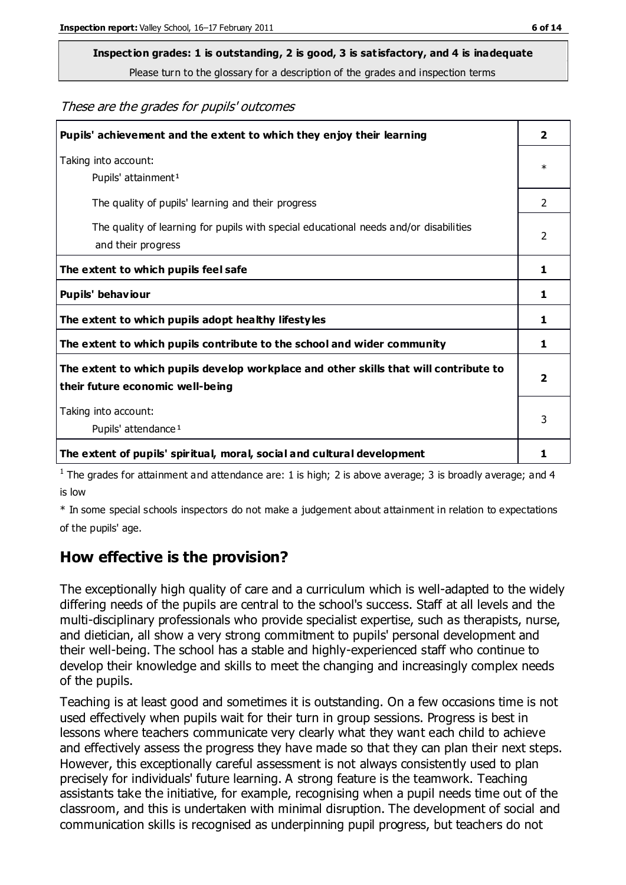**Inspection grades: 1 is outstanding, 2 is good, 3 is satisfactory, and 4 is inadequate**
Please turn to the glossary for a description of the grades and inspection terms

*These are the grades for pupils' outcomes*

| | |
|---|---|
| **Pupils' achievement and the extent to which they enjoy their learning** | **2** |
| Taking into account: Pupils' attainment[1] | * |
| The quality of pupils' learning and their progress | 2 |
| The quality of learning for pupils with special educational needs and/or disabilities and their progress | 2 |
| **The extent to which pupils feel safe** | **1** |
| **Pupils' behaviour** | **1** |
| **The extent to which pupils adopt healthy lifestyles** | **1** |
| **The extent to which pupils contribute to the school and wider community** | **1** |
| **The extent to which pupils develop workplace and other skills that will contribute to their future economic well-being** | **2** |
| Taking into account: Pupils' attendance[1] | 3 |
| **The extent of pupils' spiritual, moral, social and cultural development** | **1** |

[1] The grades for attainment and attendance are: 1 is high; 2 is above average; 3 is broadly average; and 4 is low

* In some special schools inspectors do not make a judgement about attainment in relation to expectations of the pupils' age.

## How effective is the provision?

The exceptionally high quality of care and a curriculum which is well-adapted to the widely differing needs of the pupils are central to the school's success. Staff at all levels and the multi-disciplinary professionals who provide specialist expertise, such as therapists, nurse, and dietician, all show a very strong commitment to pupils' personal development and their well-being. The school has a stable and highly-experienced staff who continue to develop their knowledge and skills to meet the changing and increasingly complex needs of the pupils.

Teaching is at least good and sometimes it is outstanding. On a few occasions time is not used effectively when pupils wait for their turn in group sessions. Progress is best in lessons where teachers communicate very clearly what they want each child to achieve and effectively assess the progress they have made so that they can plan their next steps. However, this exceptionally careful assessment is not always consistently used to plan precisely for individuals' future learning. A strong feature is the teamwork. Teaching assistants take the initiative, for example, recognising when a pupil needs time out of the classroom, and this is undertaken with minimal disruption. The development of social and communication skills is recognised as underpinning pupil progress, but teachers do not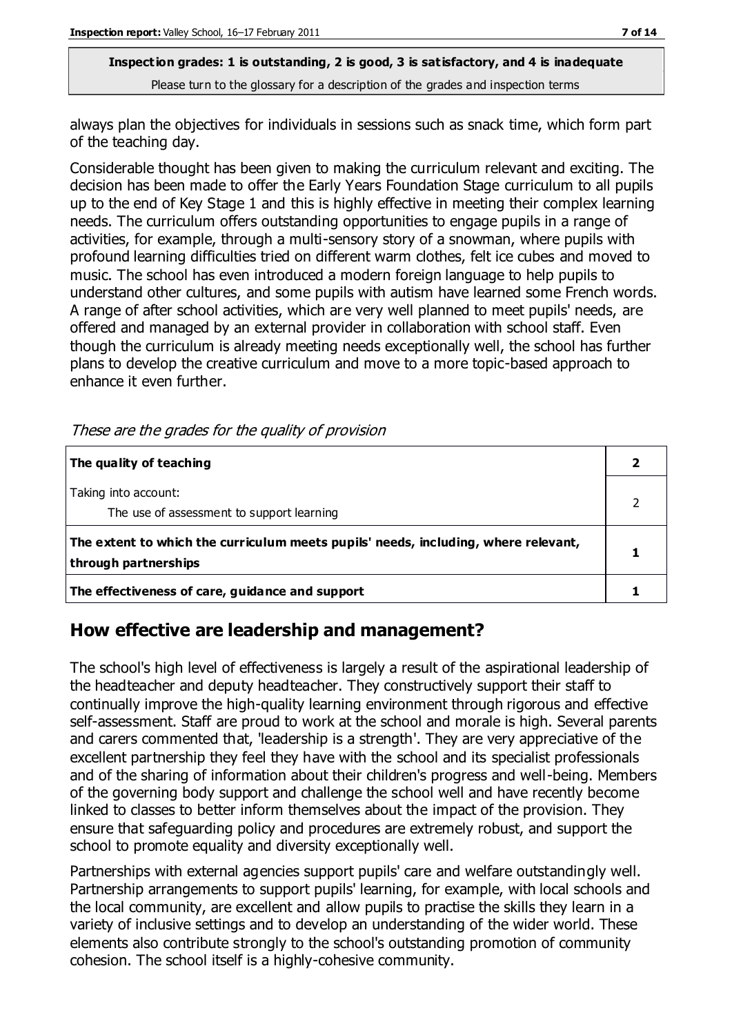always plan the objectives for individuals in sessions such as snack time, which form part of the teaching day.

Considerable thought has been given to making the curriculum relevant and exciting. The decision has been made to offer the Early Years Foundation Stage curriculum to all pupils up to the end of Key Stage 1 and this is highly effective in meeting their complex learning needs. The curriculum offers outstanding opportunities to engage pupils in a range of activities, for example, through a multi-sensory story of a snowman, where pupils with profound learning difficulties tried on different warm clothes, felt ice cubes and moved to music. The school has even introduced a modern foreign language to help pupils to understand other cultures, and some pupils with autism have learned some French words. A range of after school activities, which are very well planned to meet pupils' needs, are offered and managed by an external provider in collaboration with school staff. Even though the curriculum is already meeting needs exceptionally well, the school has further plans to develop the creative curriculum and move to a more topic-based approach to enhance it even further.

*These are the grades for the quality of provision*

| | |
|---|---|
| **The quality of teaching** | **2** |
| Taking into account: The use of assessment to support learning | 2 |
| **The extent to which the curriculum meets pupils' needs, including, where relevant, through partnerships** | **1** |
| **The effectiveness of care, guidance and support** | **1** |

## How effective are leadership and management?

The school's high level of effectiveness is largely a result of the aspirational leadership of the headteacher and deputy headteacher. They constructively support their staff to continually improve the high-quality learning environment through rigorous and effective self-assessment. Staff are proud to work at the school and morale is high. Several parents and carers commented that, 'leadership is a strength'. They are very appreciative of the excellent partnership they feel they have with the school and its specialist professionals and of the sharing of information about their children's progress and well-being. Members of the governing body support and challenge the school well and have recently become linked to classes to better inform themselves about the impact of the provision. They ensure that safeguarding policy and procedures are extremely robust, and support the school to promote equality and diversity exceptionally well.

Partnerships with external agencies support pupils' care and welfare outstandingly well. Partnership arrangements to support pupils' learning, for example, with local schools and the local community, are excellent and allow pupils to practise the skills they learn in a variety of inclusive settings and to develop an understanding of the wider world. These elements also contribute strongly to the school's outstanding promotion of community cohesion. The school itself is a highly-cohesive community.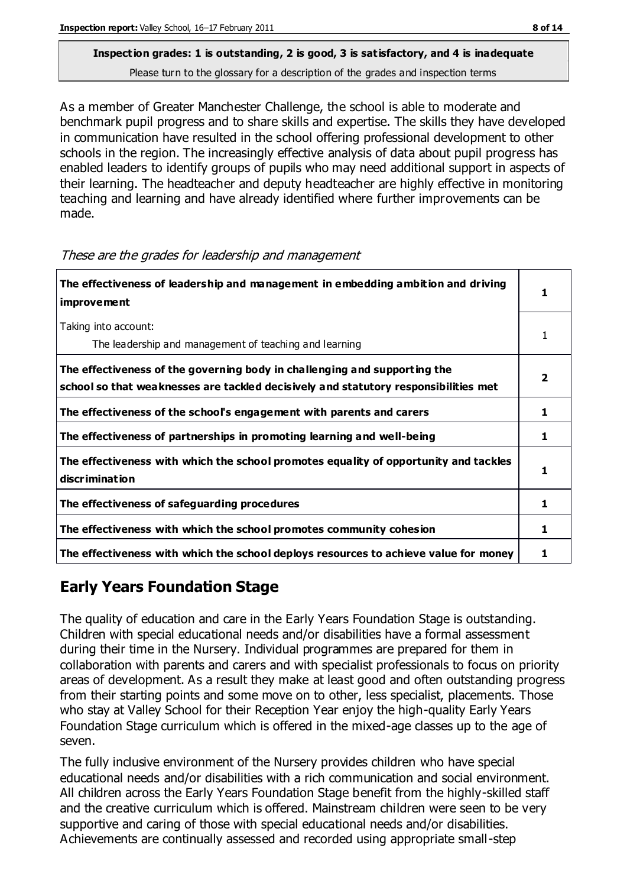**Inspection grades: 1 is outstanding, 2 is good, 3 is satisfactory, and 4 is inadequate**
Please turn to the glossary for a description of the grades and inspection terms

As a member of Greater Manchester Challenge, the school is able to moderate and benchmark pupil progress and to share skills and expertise. The skills they have developed in communication have resulted in the school offering professional development to other schools in the region. The increasingly effective analysis of data about pupil progress has enabled leaders to identify groups of pupils who may need additional support in aspects of their learning. The headteacher and deputy headteacher are highly effective in monitoring teaching and learning and have already identified where further improvements can be made.

*These are the grades for leadership and management*

| | |
|---|---|
| **The effectiveness of leadership and management in embedding ambition and driving improvement** | **1** |
| Taking into account:<br>The leadership and management of teaching and learning | 1 |
| **The effectiveness of the governing body in challenging and supporting the school so that weaknesses are tackled decisively and statutory responsibilities met** | **2** |
| **The effectiveness of the school's engagement with parents and carers** | **1** |
| **The effectiveness of partnerships in promoting learning and well-being** | **1** |
| **The effectiveness with which the school promotes equality of opportunity and tackles discrimination** | **1** |
| **The effectiveness of safeguarding procedures** | **1** |
| **The effectiveness with which the school promotes community cohesion** | **1** |
| **The effectiveness with which the school deploys resources to achieve value for money** | **1** |

## Early Years Foundation Stage

The quality of education and care in the Early Years Foundation Stage is outstanding. Children with special educational needs and/or disabilities have a formal assessment during their time in the Nursery. Individual programmes are prepared for them in collaboration with parents and carers and with specialist professionals to focus on priority areas of development. As a result they make at least good and often outstanding progress from their starting points and some move on to other, less specialist, placements. Those who stay at Valley School for their Reception Year enjoy the high-quality Early Years Foundation Stage curriculum which is offered in the mixed-age classes up to the age of seven.

The fully inclusive environment of the Nursery provides children who have special educational needs and/or disabilities with a rich communication and social environment. All children across the Early Years Foundation Stage benefit from the highly-skilled staff and the creative curriculum which is offered. Mainstream children were seen to be very supportive and caring of those with special educational needs and/or disabilities. Achievements are continually assessed and recorded using appropriate small-step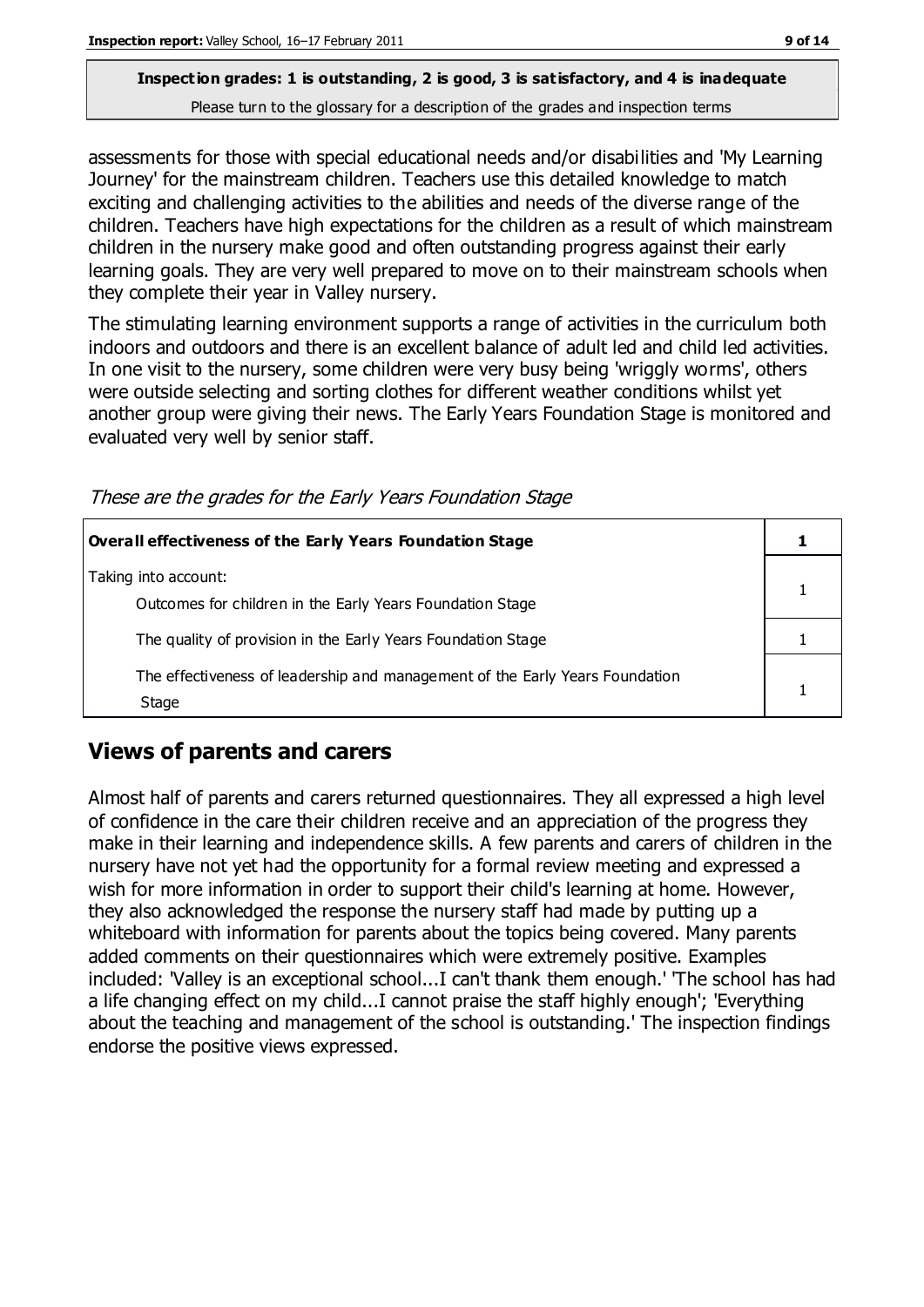assessments for those with special educational needs and/or disabilities and 'My Learning Journey' for the mainstream children. Teachers use this detailed knowledge to match exciting and challenging activities to the abilities and needs of the diverse range of the children. Teachers have high expectations for the children as a result of which mainstream children in the nursery make good and often outstanding progress against their early learning goals. They are very well prepared to move on to their mainstream schools when they complete their year in Valley nursery.

The stimulating learning environment supports a range of activities in the curriculum both indoors and outdoors and there is an excellent balance of adult led and child led activities. In one visit to the nursery, some children were very busy being 'wriggly worms', others were outside selecting and sorting clothes for different weather conditions whilst yet another group were giving their news. The Early Years Foundation Stage is monitored and evaluated very well by senior staff.

*These are the grades for the Early Years Foundation Stage*

| **Overall effectiveness of the Early Years Foundation Stage** | **1** |
|---|---|
| Taking into account:<br>Outcomes for children in the Early Years Foundation Stage | 1 |
| The quality of provision in the Early Years Foundation Stage | 1 |
| The effectiveness of leadership and management of the Early Years Foundation Stage | 1 |

## Views of parents and carers

Almost half of parents and carers returned questionnaires. They all expressed a high level of confidence in the care their children receive and an appreciation of the progress they make in their learning and independence skills. A few parents and carers of children in the nursery have not yet had the opportunity for a formal review meeting and expressed a wish for more information in order to support their child's learning at home. However, they also acknowledged the response the nursery staff had made by putting up a whiteboard with information for parents about the topics being covered. Many parents added comments on their questionnaires which were extremely positive. Examples included: 'Valley is an exceptional school...I can't thank them enough.' 'The school has had a life changing effect on my child...I cannot praise the staff highly enough'; 'Everything about the teaching and management of the school is outstanding.' The inspection findings endorse the positive views expressed.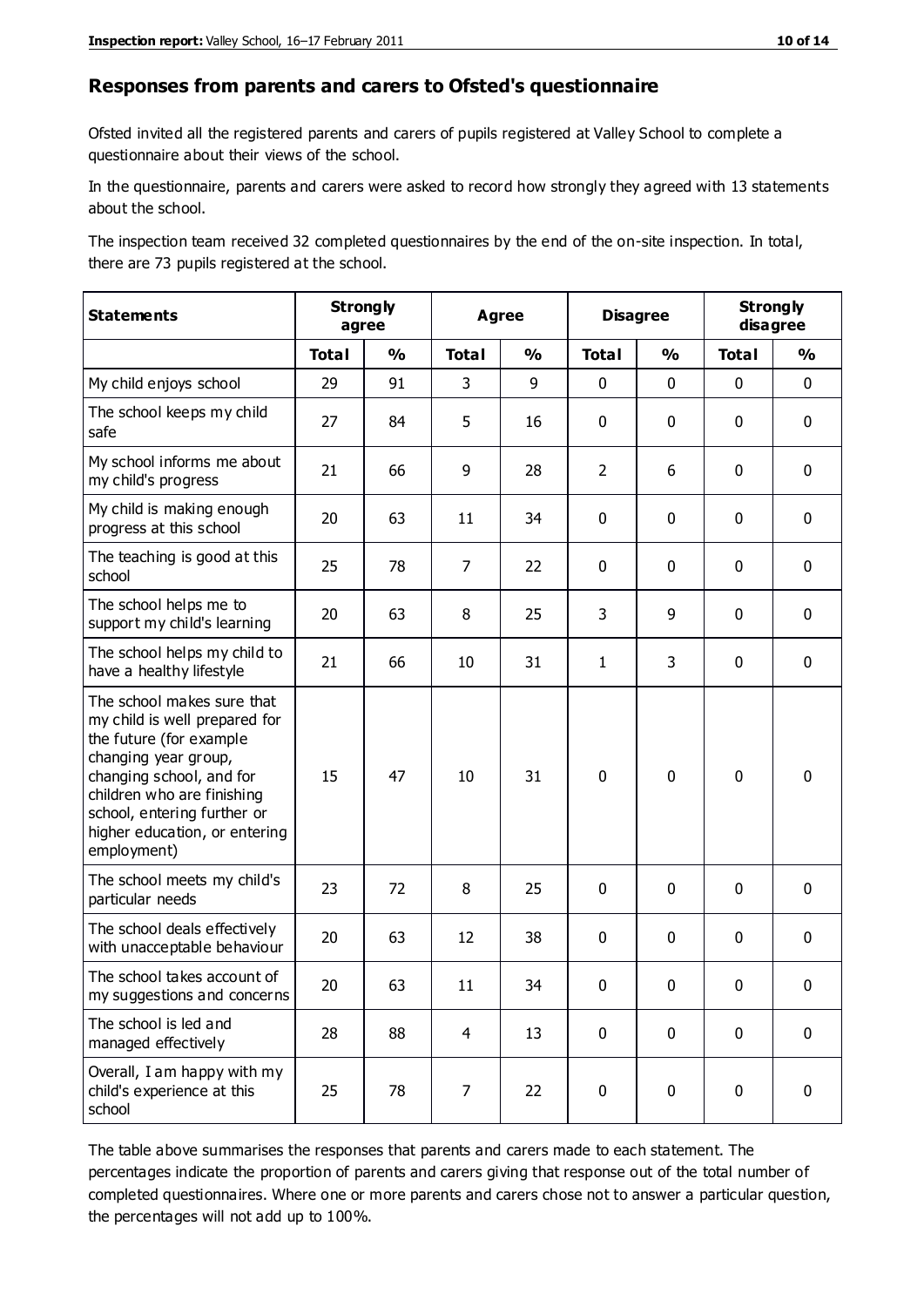## Responses from parents and carers to Ofsted's questionnaire

Ofsted invited all the registered parents and carers of pupils registered at Valley School to complete a questionnaire about their views of the school.

In the questionnaire, parents and carers were asked to record how strongly they agreed with 13 statements about the school.

The inspection team received 32 completed questionnaires by the end of the on-site inspection. In total, there are 73 pupils registered at the school.

| Statements | Strongly agree | | Agree | | Disagree | | Strongly disagree | |
|---|---|---|---|---|---|---|---|---|
| | Total | % | Total | % | Total | % | Total | % |
| My child enjoys school | 29 | 91 | 3 | 9 | 0 | 0 | 0 | 0 |
| The school keeps my child safe | 27 | 84 | 5 | 16 | 0 | 0 | 0 | 0 |
| My school informs me about my child's progress | 21 | 66 | 9 | 28 | 2 | 6 | 0 | 0 |
| My child is making enough progress at this school | 20 | 63 | 11 | 34 | 0 | 0 | 0 | 0 |
| The teaching is good at this school | 25 | 78 | 7 | 22 | 0 | 0 | 0 | 0 |
| The school helps me to support my child's learning | 20 | 63 | 8 | 25 | 3 | 9 | 0 | 0 |
| The school helps my child to have a healthy lifestyle | 21 | 66 | 10 | 31 | 1 | 3 | 0 | 0 |
| The school makes sure that my child is well prepared for the future (for example changing year group, changing school, and for children who are finishing school, entering further or higher education, or entering employment) | 15 | 47 | 10 | 31 | 0 | 0 | 0 | 0 |
| The school meets my child's particular needs | 23 | 72 | 8 | 25 | 0 | 0 | 0 | 0 |
| The school deals effectively with unacceptable behaviour | 20 | 63 | 12 | 38 | 0 | 0 | 0 | 0 |
| The school takes account of my suggestions and concerns | 20 | 63 | 11 | 34 | 0 | 0 | 0 | 0 |
| The school is led and managed effectively | 28 | 88 | 4 | 13 | 0 | 0 | 0 | 0 |
| Overall, I am happy with my child's experience at this school | 25 | 78 | 7 | 22 | 0 | 0 | 0 | 0 |

The table above summarises the responses that parents and carers made to each statement. The percentages indicate the proportion of parents and carers giving that response out of the total number of completed questionnaires. Where one or more parents and carers chose not to answer a particular question, the percentages will not add up to 100%.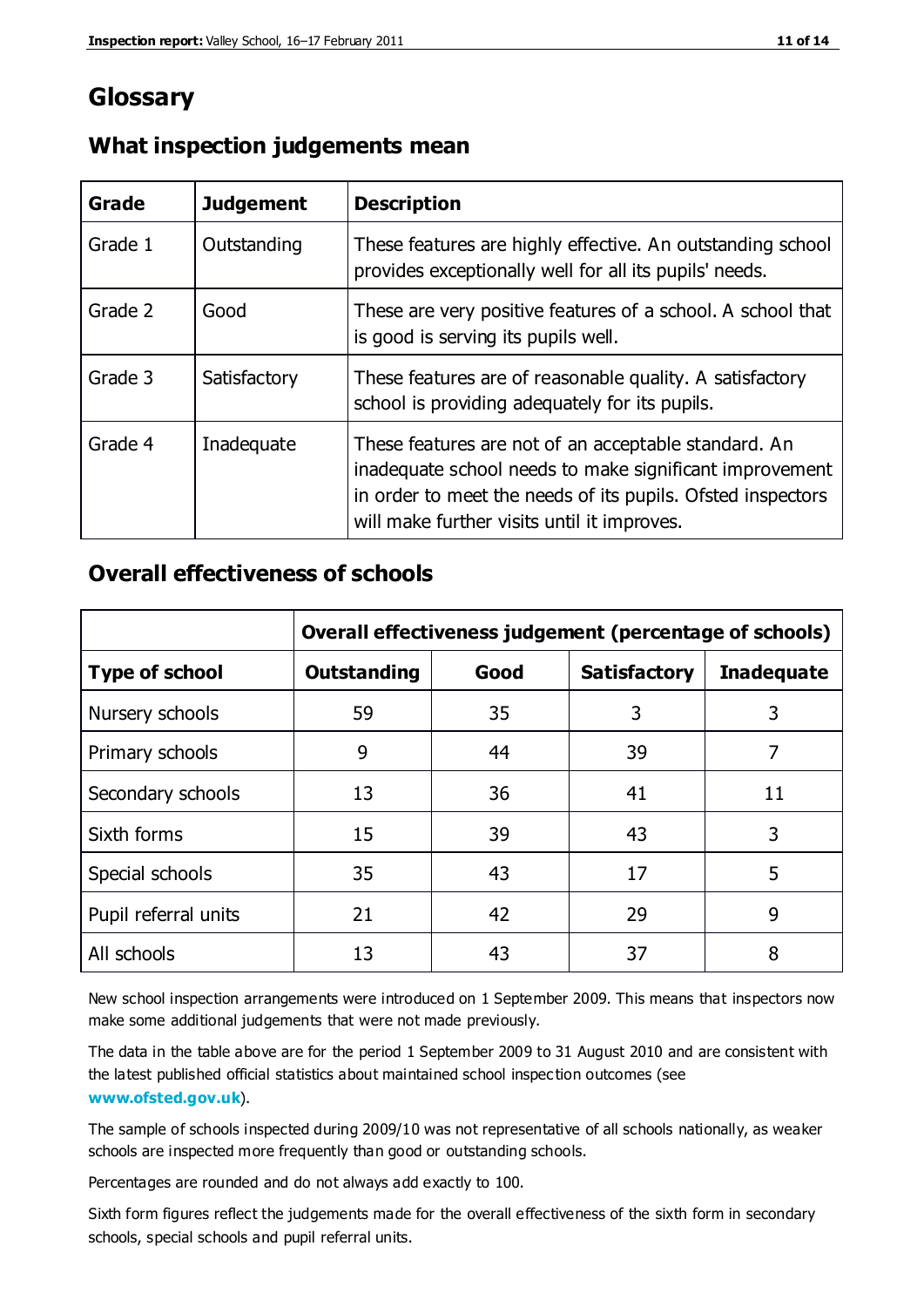# Glossary

## What inspection judgements mean

| Grade | Judgement | Description |
| --- | --- | --- |
| Grade 1 | Outstanding | These features are highly effective. An outstanding school provides exceptionally well for all its pupils' needs. |
| Grade 2 | Good | These are very positive features of a school. A school that is good is serving its pupils well. |
| Grade 3 | Satisfactory | These features are of reasonable quality. A satisfactory school is providing adequately for its pupils. |
| Grade 4 | Inadequate | These features are not of an acceptable standard. An inadequate school needs to make significant improvement in order to meet the needs of its pupils. Ofsted inspectors will make further visits until it improves. |

## Overall effectiveness of schools

| | Overall effectiveness judgement (percentage of schools) | | | |
| --- | --- | --- | --- | --- |
| **Type of school** | **Outstanding** | **Good** | **Satisfactory** | **Inadequate** |
| Nursery schools | 59 | 35 | 3 | 3 |
| Primary schools | 9 | 44 | 39 | 7 |
| Secondary schools | 13 | 36 | 41 | 11 |
| Sixth forms | 15 | 39 | 43 | 3 |
| Special schools | 35 | 43 | 17 | 5 |
| Pupil referral units | 21 | 42 | 29 | 9 |
| All schools | 13 | 43 | 37 | 8 |

New school inspection arrangements were introduced on 1 September 2009. This means that inspectors now make some additional judgements that were not made previously.

The data in the table above are for the period 1 September 2009 to 31 August 2010 and are consistent with the latest published official statistics about maintained school inspection outcomes (see **www.ofsted.gov.uk**).

The sample of schools inspected during 2009/10 was not representative of all schools nationally, as weaker schools are inspected more frequently than good or outstanding schools.

Percentages are rounded and do not always add exactly to 100.

Sixth form figures reflect the judgements made for the overall effectiveness of the sixth form in secondary schools, special schools and pupil referral units.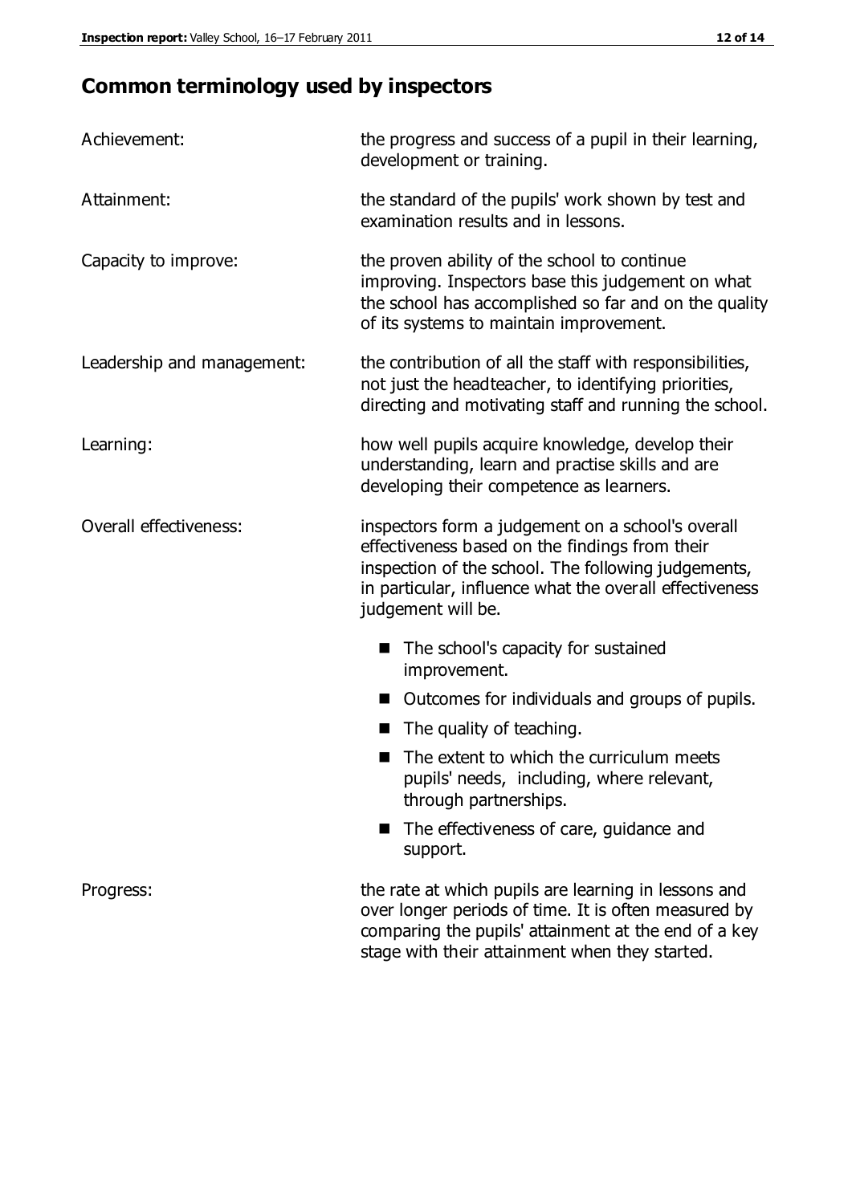## Common terminology used by inspectors

| | |
|---|---|
| Achievement: | the progress and success of a pupil in their learning, development or training. |
| Attainment: | the standard of the pupils' work shown by test and examination results and in lessons. |
| Capacity to improve: | the proven ability of the school to continue improving. Inspectors base this judgement on what the school has accomplished so far and on the quality of its systems to maintain improvement. |
| Leadership and management: | the contribution of all the staff with responsibilities, not just the headteacher, to identifying priorities, directing and motivating staff and running the school. |
| Learning: | how well pupils acquire knowledge, develop their understanding, learn and practise skills and are developing their competence as learners. |
| Overall effectiveness: | inspectors form a judgement on a school's overall effectiveness based on the findings from their inspection of the school. The following judgements, in particular, influence what the overall effectiveness judgement will be. |

- The school's capacity for sustained improvement.
- Outcomes for individuals and groups of pupils.
- The quality of teaching.
- The extent to which the curriculum meets pupils' needs, including, where relevant, through partnerships.
- The effectiveness of care, guidance and support.

| | |
|---|---|
| Progress: | the rate at which pupils are learning in lessons and over longer periods of time. It is often measured by comparing the pupils' attainment at the end of a key stage with their attainment when they started. |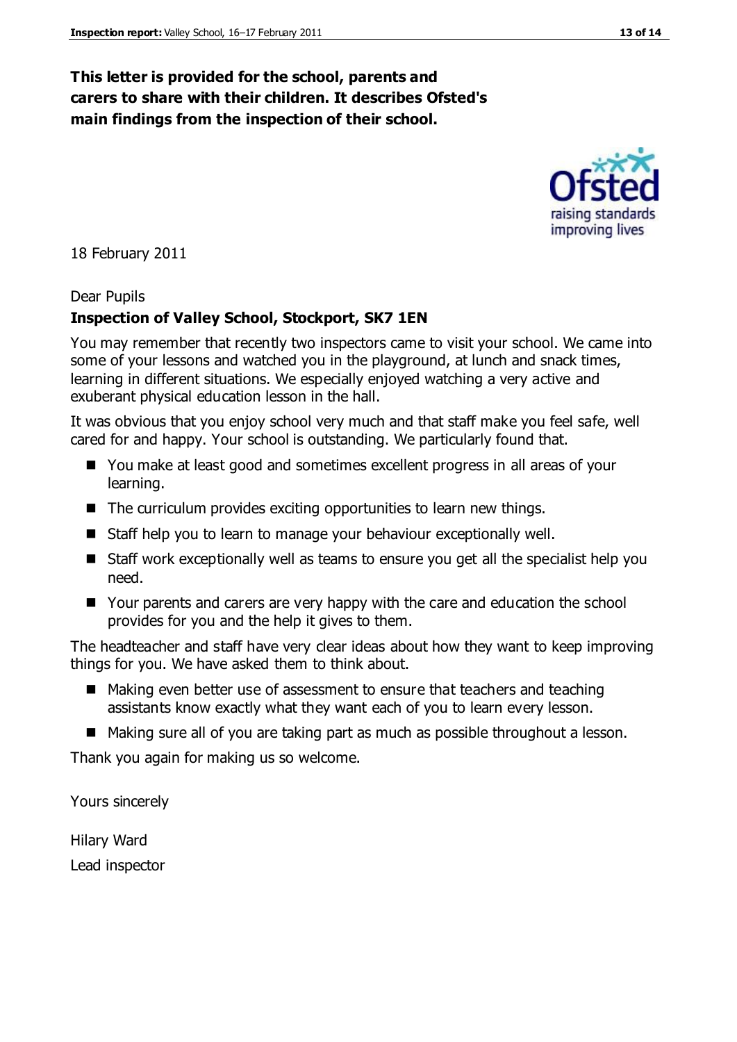**This letter is provided for the school, parents and carers to share with their children. It describes Ofsted's main findings from the inspection of their school.**

18 February 2011

Dear Pupils

**Inspection of Valley School, Stockport, SK7 1EN**

You may remember that recently two inspectors came to visit your school. We came into some of your lessons and watched you in the playground, at lunch and snack times, learning in different situations. We especially enjoyed watching a very active and exuberant physical education lesson in the hall.

It was obvious that you enjoy school very much and that staff make you feel safe, well cared for and happy. Your school is outstanding. We particularly found that.

- You make at least good and sometimes excellent progress in all areas of your learning.
- The curriculum provides exciting opportunities to learn new things.
- Staff help you to learn to manage your behaviour exceptionally well.
- Staff work exceptionally well as teams to ensure you get all the specialist help you need.
- Your parents and carers are very happy with the care and education the school provides for you and the help it gives to them.

The headteacher and staff have very clear ideas about how they want to keep improving things for you. We have asked them to think about.

- Making even better use of assessment to ensure that teachers and teaching assistants know exactly what they want each of you to learn every lesson.
- Making sure all of you are taking part as much as possible throughout a lesson.

Thank you again for making us so welcome.

Yours sincerely

Hilary Ward

Lead inspector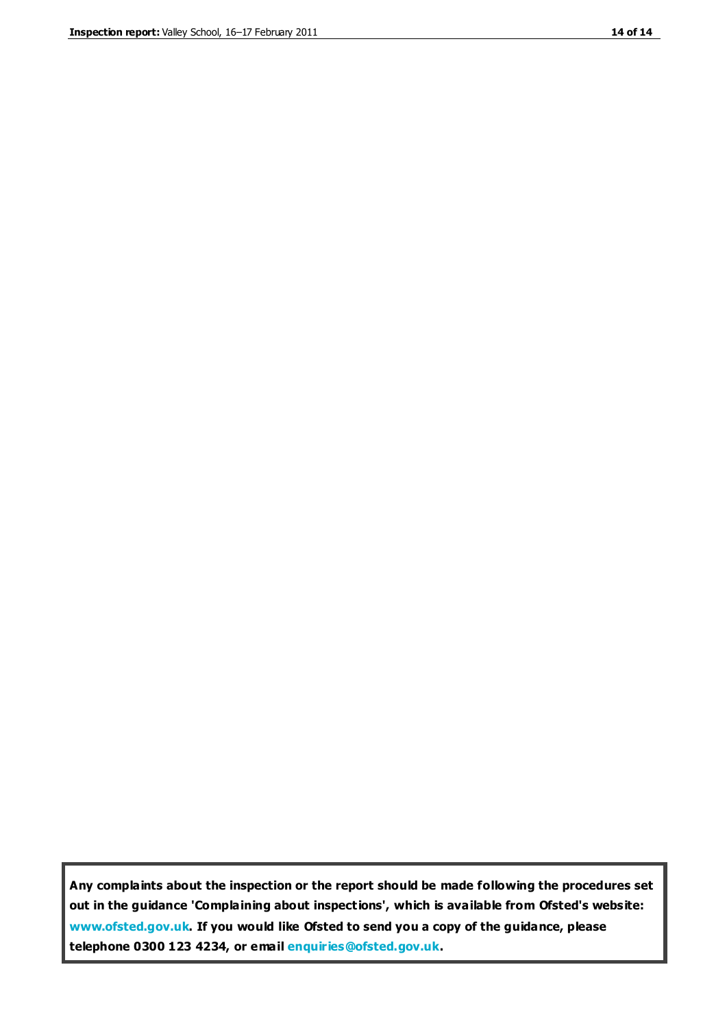**Any complaints about the inspection or the report should be made following the procedures set out in the guidance 'Complaining about inspections', which is available from Ofsted's website: www.ofsted.gov.uk. If you would like Ofsted to send you a copy of the guidance, please telephone 0300 123 4234, or email enquiries@ofsted.gov.uk.**